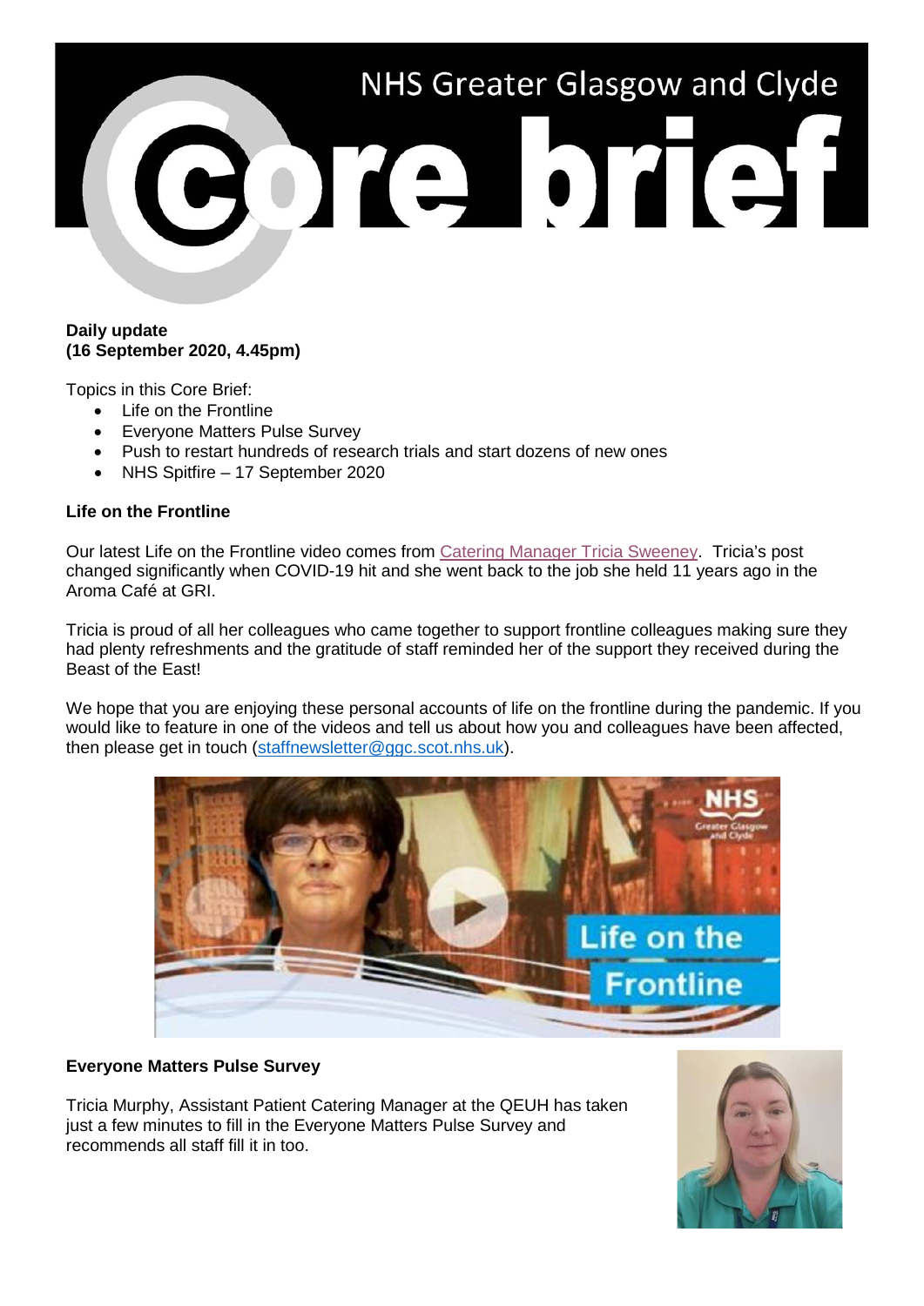# NHS Greater Glasgow and Clyde Core brief

**Daily update**
**(16 September 2020, 4.45pm)**

Topics in this Core Brief:

- Life on the Frontline
- Everyone Matters Pulse Survey
- Push to restart hundreds of research trials and start dozens of new ones
- NHS Spitfire – 17 September 2020

**Life on the Frontline**

Our latest Life on the Frontline video comes from Catering Manager Tricia Sweeney. Tricia's post changed significantly when COVID-19 hit and she went back to the job she held 11 years ago in the Aroma Café at GRI.

Tricia is proud of all her colleagues who came together to support frontline colleagues making sure they had plenty refreshments and the gratitude of staff reminded her of the support they received during the Beast of the East!

We hope that you are enjoying these personal accounts of life on the frontline during the pandemic. If you would like to feature in one of the videos and tell us about how you and colleagues have been affected, then please get in touch (staffnewsletter@ggc.scot.nhs.uk).

**Everyone Matters Pulse Survey**

Tricia Murphy, Assistant Patient Catering Manager at the QEUH has taken just a few minutes to fill in the Everyone Matters Pulse Survey and recommends all staff fill it in too.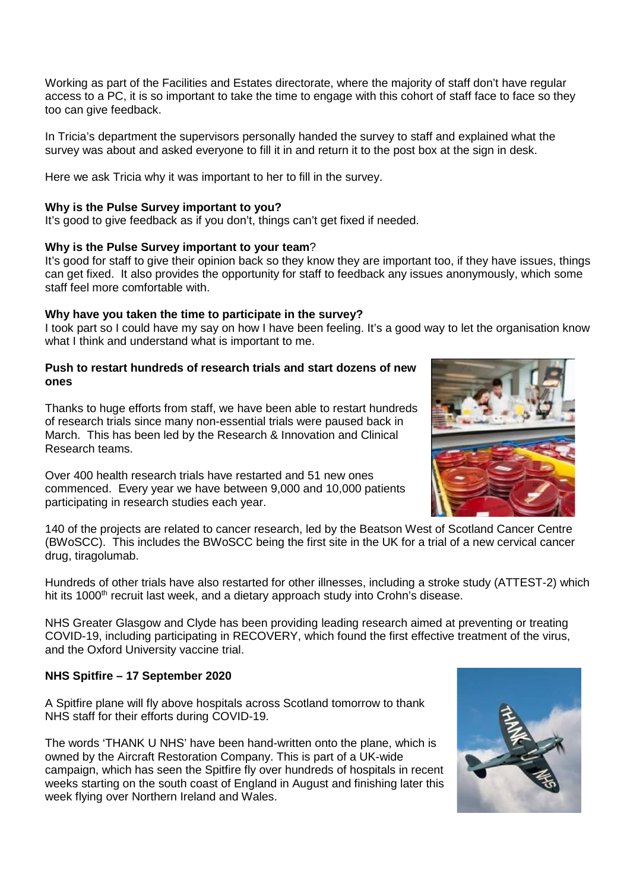Working as part of the Facilities and Estates directorate, where the majority of staff don't have regular access to a PC, it is so important to take the time to engage with this cohort of staff face to face so they too can give feedback.

In Tricia's department the supervisors personally handed the survey to staff and explained what the survey was about and asked everyone to fill it in and return it to the post box at the sign in desk.

Here we ask Tricia why it was important to her to fill in the survey.

**Why is the Pulse Survey important to you?**
It's good to give feedback as if you don't, things can't get fixed if needed.

**Why is the Pulse Survey important to your team**?
It's good for staff to give their opinion back so they know they are important too, if they have issues, things can get fixed. It also provides the opportunity for staff to feedback any issues anonymously, which some staff feel more comfortable with.

**Why have you taken the time to participate in the survey?**
I took part so I could have my say on how I have been feeling. It's a good way to let the organisation know what I think and understand what is important to me.

**Push to restart hundreds of research trials and start dozens of new ones**

Thanks to huge efforts from staff, we have been able to restart hundreds of research trials since many non-essential trials were paused back in March. This has been led by the Research & Innovation and Clinical Research teams.

Over 400 health research trials have restarted and 51 new ones commenced. Every year we have between 9,000 and 10,000 patients participating in research studies each year.

140 of the projects are related to cancer research, led by the Beatson West of Scotland Cancer Centre (BWoSCC). This includes the BWoSCC being the first site in the UK for a trial of a new cervical cancer drug, tiragolumab.

Hundreds of other trials have also restarted for other illnesses, including a stroke study (ATTEST-2) which hit its 1000th recruit last week, and a dietary approach study into Crohn's disease.

NHS Greater Glasgow and Clyde has been providing leading research aimed at preventing or treating COVID-19, including participating in RECOVERY, which found the first effective treatment of the virus, and the Oxford University vaccine trial.

**NHS Spitfire – 17 September 2020**

A Spitfire plane will fly above hospitals across Scotland tomorrow to thank NHS staff for their efforts during COVID-19.

The words 'THANK U NHS' have been hand-written onto the plane, which is owned by the Aircraft Restoration Company. This is part of a UK-wide campaign, which has seen the Spitfire fly over hundreds of hospitals in recent weeks starting on the south coast of England in August and finishing later this week flying over Northern Ireland and Wales.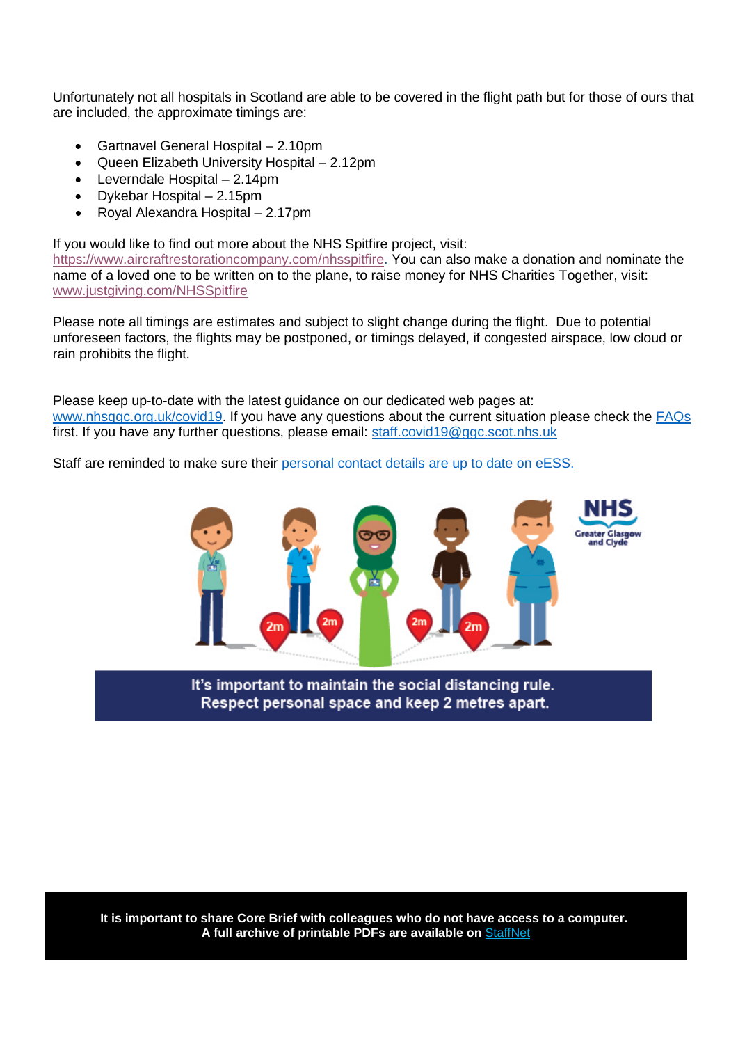Unfortunately not all hospitals in Scotland are able to be covered in the flight path but for those of ours that are included, the approximate timings are:

- Gartnavel General Hospital – 2.10pm
- Queen Elizabeth University Hospital – 2.12pm
- Leverndale Hospital – 2.14pm
- Dykebar Hospital – 2.15pm
- Royal Alexandra Hospital – 2.17pm

If you would like to find out more about the NHS Spitfire project, visit: https://www.aircraftrestorationcompany.com/nhsspitfire. You can also make a donation and nominate the name of a loved one to be written on to the plane, to raise money for NHS Charities Together, visit: www.justgiving.com/NHSSpitfire

Please note all timings are estimates and subject to slight change during the flight. Due to potential unforeseen factors, the flights may be postponed, or timings delayed, if congested airspace, low cloud or rain prohibits the flight.

Please keep up-to-date with the latest guidance on our dedicated web pages at: www.nhsggc.org.uk/covid19. If you have any questions about the current situation please check the FAQs first. If you have any further questions, please email: staff.covid19@ggc.scot.nhs.uk

Staff are reminded to make sure their personal contact details are up to date on eESS.

2m 2m 2m 2m

NHS Greater Glasgow and Clyde

**It's important to maintain the social distancing rule.**
**Respect personal space and keep 2 metres apart.**

**It is important to share Core Brief with colleagues who do not have access to a computer.**
**A full archive of printable PDFs are available on StaffNet**